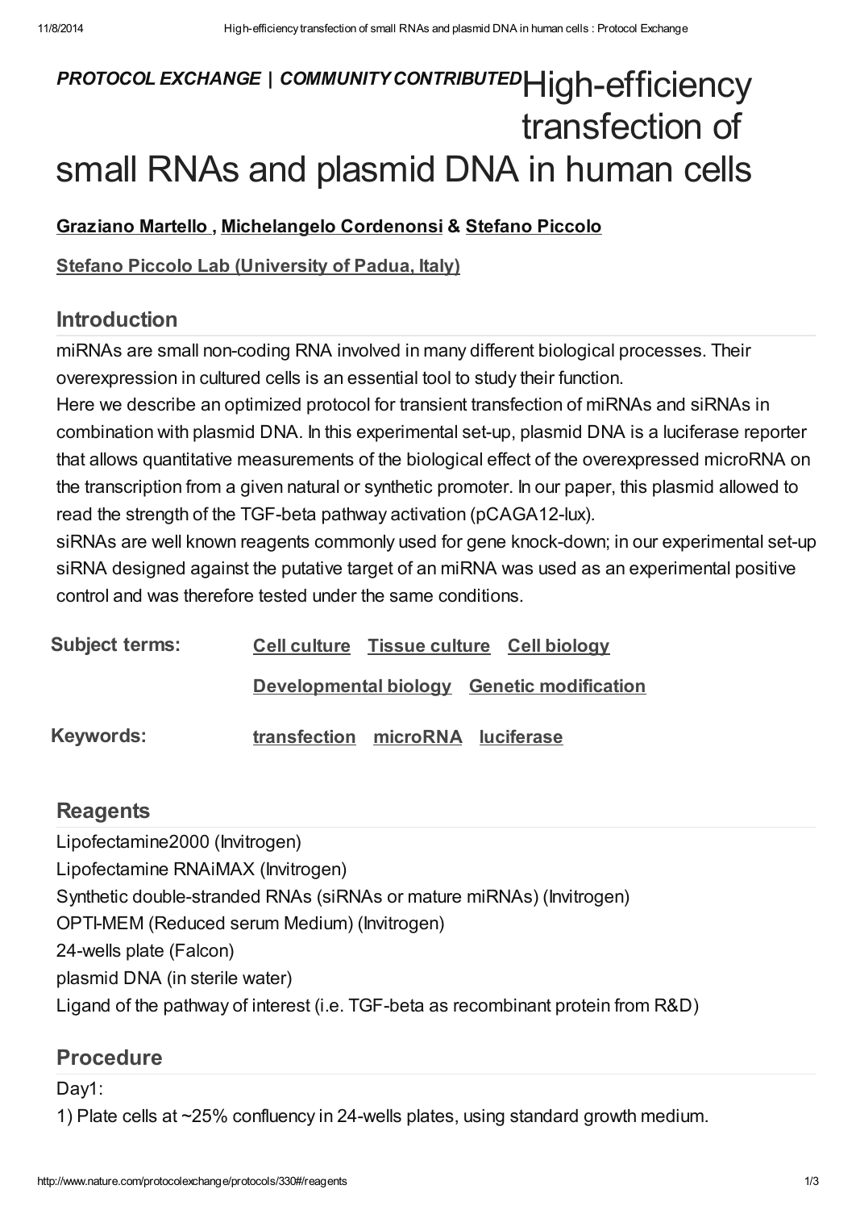*PROTOCOL EXCHANGE | COMMUNITY CONTRIBUTED*

# High-efficiency transfection of small RNAs and plasmid DNA in human cells

**Graziano Martello , Michelangelo Cordenonsi & Stefano Piccolo**

**Stefano Piccolo Lab (University of Padua, Italy)**

## Introduction

miRNAs are small non-coding RNA involved in many different biological processes. Their overexpression in cultured cells is an essential tool to study their function.

Here we describe an optimized protocol for transient transfection of miRNAs and siRNAs in combination with plasmid DNA. In this experimental set-up, plasmid DNA is a luciferase reporter that allows quantitative measurements of the biological effect of the overexpressed microRNA on the transcription from a given natural or synthetic promoter. In our paper, this plasmid allowed to read the strength of the TGF-beta pathway activation (pCAGA12-lux).

siRNAs are well known reagents commonly used for gene knock-down; in our experimental set-up siRNA designed against the putative target of an miRNA was used as an experimental positive control and was therefore tested under the same conditions.

**Subject terms:** Cell culture, Tissue culture, Cell biology, Developmental biology, Genetic modification

**Keywords:** transfection, microRNA, luciferase

## Reagents

Lipofectamine2000 (Invitrogen)
Lipofectamine RNAiMAX (Invitrogen)
Synthetic double-stranded RNAs (siRNAs or mature miRNAs) (Invitrogen)
OPTI-MEM (Reduced serum Medium) (Invitrogen)
24-wells plate (Falcon)
plasmid DNA (in sterile water)
Ligand of the pathway of interest (i.e. TGF-beta as recombinant protein from R&D)

## Procedure

Day1:

1) Plate cells at ~25% confluency in 24-wells plates, using standard growth medium.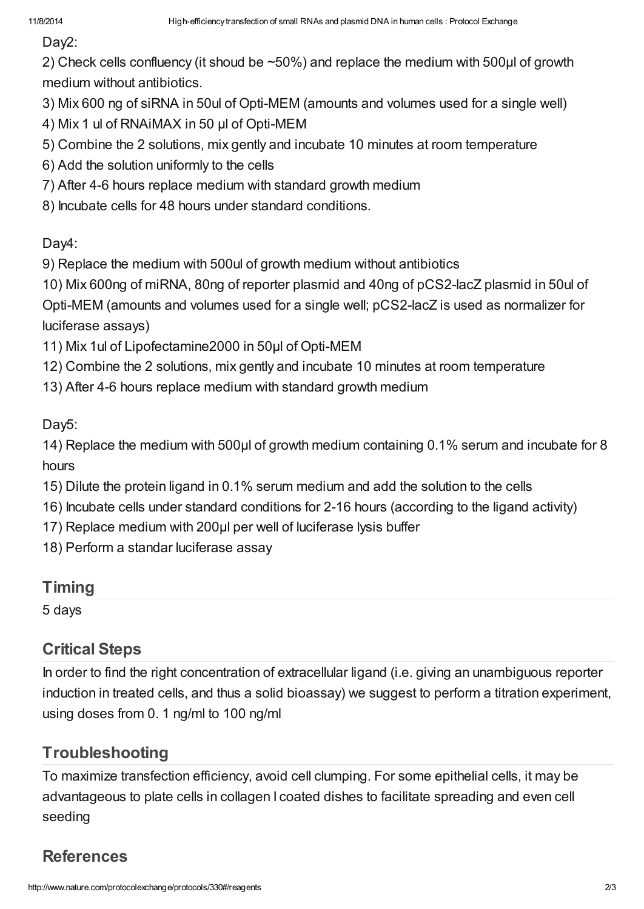Day2:

2) Check cells confluency (it shoud be ~50%) and replace the medium with 500µl of growth medium without antibiotics.

3) Mix 600 ng of siRNA in 50ul of Opti-MEM (amounts and volumes used for a single well)

4) Mix 1 ul of RNAiMAX in 50 µl of Opti-MEM

5) Combine the 2 solutions, mix gently and incubate 10 minutes at room temperature

6) Add the solution uniformly to the cells

7) After 4-6 hours replace medium with standard growth medium

8) Incubate cells for 48 hours under standard conditions.

Day4:

9) Replace the medium with 500ul of growth medium without antibiotics

10) Mix 600ng of miRNA, 80ng of reporter plasmid and 40ng of pCS2-lacZ plasmid in 50ul of Opti-MEM (amounts and volumes used for a single well; pCS2-lacZ is used as normalizer for luciferase assays)

11) Mix 1ul of Lipofectamine2000 in 50µl of Opti-MEM

12) Combine the 2 solutions, mix gently and incubate 10 minutes at room temperature

13) After 4-6 hours replace medium with standard growth medium

Day5:

14) Replace the medium with 500µl of growth medium containing 0.1% serum and incubate for 8 hours

15) Dilute the protein ligand in 0.1% serum medium and add the solution to the cells

16) Incubate cells under standard conditions for 2-16 hours (according to the ligand activity)

17) Replace medium with 200µl per well of luciferase lysis buffer

18) Perform a standar luciferase assay

## Timing

5 days

## Critical Steps

In order to find the right concentration of extracellular ligand (i.e. giving an unambiguous reporter induction in treated cells, and thus a solid bioassay) we suggest to perform a titration experiment, using doses from 0. 1 ng/ml to 100 ng/ml

## Troubleshooting

To maximize transfection efficiency, avoid cell clumping. For some epithelial cells, it may be advantageous to plate cells in collagen I coated dishes to facilitate spreading and even cell seeding

## References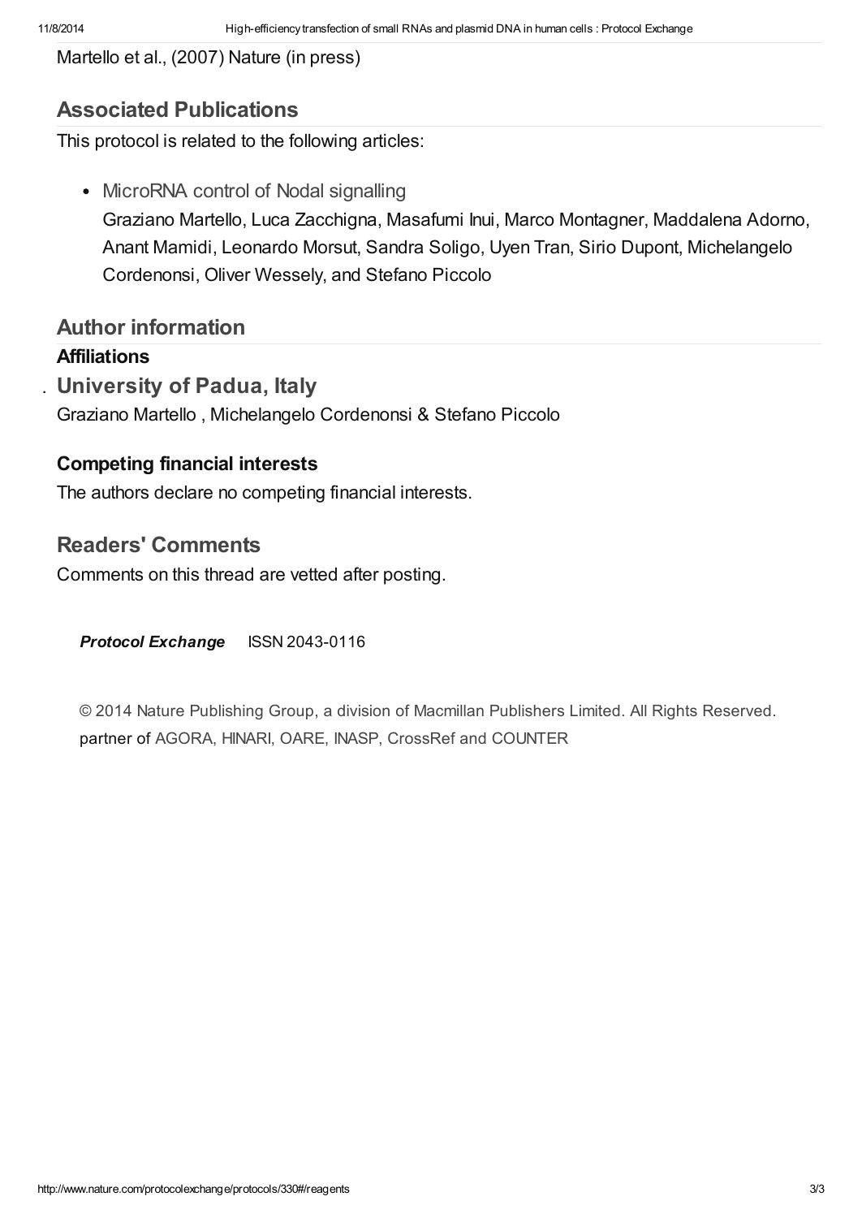Martello et al., (2007) Nature (in press)

## Associated Publications

This protocol is related to the following articles:

- MicroRNA control of Nodal signalling
  Graziano Martello, Luca Zacchigna, Masafumi Inui, Marco Montagner, Maddalena Adorno, Anant Mamidi, Leonardo Morsut, Sandra Soligo, Uyen Tran, Sirio Dupont, Michelangelo Cordenonsi, Oliver Wessely, and Stefano Piccolo

## Author information

### Affiliations

. **University of Padua, Italy**
Graziano Martello , Michelangelo Cordenonsi & Stefano Piccolo

### Competing financial interests

The authors declare no competing financial interests.

## Readers' Comments

Comments on this thread are vetted after posting.

***Protocol Exchange*** ISSN 2043-0116

© 2014 Nature Publishing Group, a division of Macmillan Publishers Limited. All Rights Reserved.
partner of AGORA, HINARI, OARE, INASP, CrossRef and COUNTER